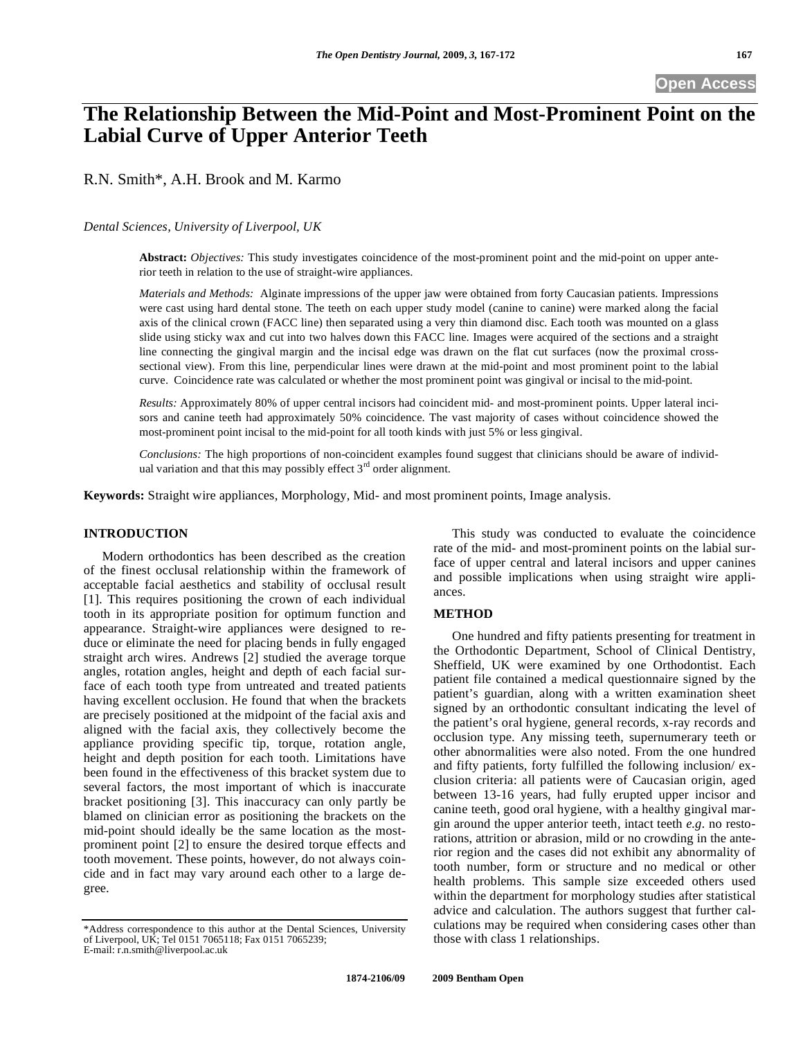**Open Access**

# The Relationship Between the Mid-Point and Most-Prominent Point on the Labial Curve of Upper Anterior Teeth

R.N. Smith*, A.H. Brook and M. Karmo

*Dental Sciences, University of Liverpool, UK*

**Abstract:** *Objectives:* This study investigates coincidence of the most-prominent point and the mid-point on upper anterior teeth in relation to the use of straight-wire appliances.

*Materials and Methods:* Alginate impressions of the upper jaw were obtained from forty Caucasian patients. Impressions were cast using hard dental stone. The teeth on each upper study model (canine to canine) were marked along the facial axis of the clinical crown (FACC line) then separated using a very thin diamond disc. Each tooth was mounted on a glass slide using sticky wax and cut into two halves down this FACC line. Images were acquired of the sections and a straight line connecting the gingival margin and the incisal edge was drawn on the flat cut surfaces (now the proximal cross-sectional view). From this line, perpendicular lines were drawn at the mid-point and most prominent point to the labial curve. Coincidence rate was calculated or whether the most prominent point was gingival or incisal to the mid-point.

*Results:* Approximately 80% of upper central incisors had coincident mid- and most-prominent points. Upper lateral incisors and canine teeth had approximately 50% coincidence. The vast majority of cases without coincidence showed the most-prominent point incisal to the mid-point for all tooth kinds with just 5% or less gingival.

*Conclusions:* The high proportions of non-coincident examples found suggest that clinicians should be aware of individual variation and that this may possibly effect 3rd order alignment.

**Keywords:** Straight wire appliances, Morphology, Mid- and most prominent points, Image analysis.

## INTRODUCTION

Modern orthodontics has been described as the creation of the finest occlusal relationship within the framework of acceptable facial aesthetics and stability of occlusal result [1]. This requires positioning the crown of each individual tooth in its appropriate position for optimum function and appearance. Straight-wire appliances were designed to reduce or eliminate the need for placing bends in fully engaged straight arch wires. Andrews [2] studied the average torque angles, rotation angles, height and depth of each facial surface of each tooth type from untreated and treated patients having excellent occlusion. He found that when the brackets are precisely positioned at the midpoint of the facial axis and aligned with the facial axis, they collectively become the appliance providing specific tip, torque, rotation angle, height and depth position for each tooth. Limitations have been found in the effectiveness of this bracket system due to several factors, the most important of which is inaccurate bracket positioning [3]. This inaccuracy can only partly be blamed on clinician error as positioning the brackets on the mid-point should ideally be the same location as the most-prominent point [2] to ensure the desired torque effects and tooth movement. These points, however, do not always coincide and in fact may vary around each other to a large degree.

This study was conducted to evaluate the coincidence rate of the mid- and most-prominent points on the labial surface of upper central and lateral incisors and upper canines and possible implications when using straight wire appliances.

## METHOD

One hundred and fifty patients presenting for treatment in the Orthodontic Department, School of Clinical Dentistry, Sheffield, UK were examined by one Orthodontist. Each patient file contained a medical questionnaire signed by the patient's guardian, along with a written examination sheet signed by an orthodontic consultant indicating the level of the patient's oral hygiene, general records, x-ray records and occlusion type. Any missing teeth, supernumerary teeth or other abnormalities were also noted. From the one hundred and fifty patients, forty fulfilled the following inclusion/ exclusion criteria: all patients were of Caucasian origin, aged between 13-16 years, had fully erupted upper incisor and canine teeth, good oral hygiene, with a healthy gingival margin around the upper anterior teeth, intact teeth *e.g*. no restorations, attrition or abrasion, mild or no crowding in the anterior region and the cases did not exhibit any abnormality of tooth number, form or structure and no medical or other health problems. This sample size exceeded others used within the department for morphology studies after statistical advice and calculation. The authors suggest that further calculations may be required when considering cases other than those with class 1 relationships.

*Address correspondence to this author at the Dental Sciences, University of Liverpool, UK; Tel 0151 7065118; Fax 0151 7065239; E-mail: r.n.smith@liverpool.ac.uk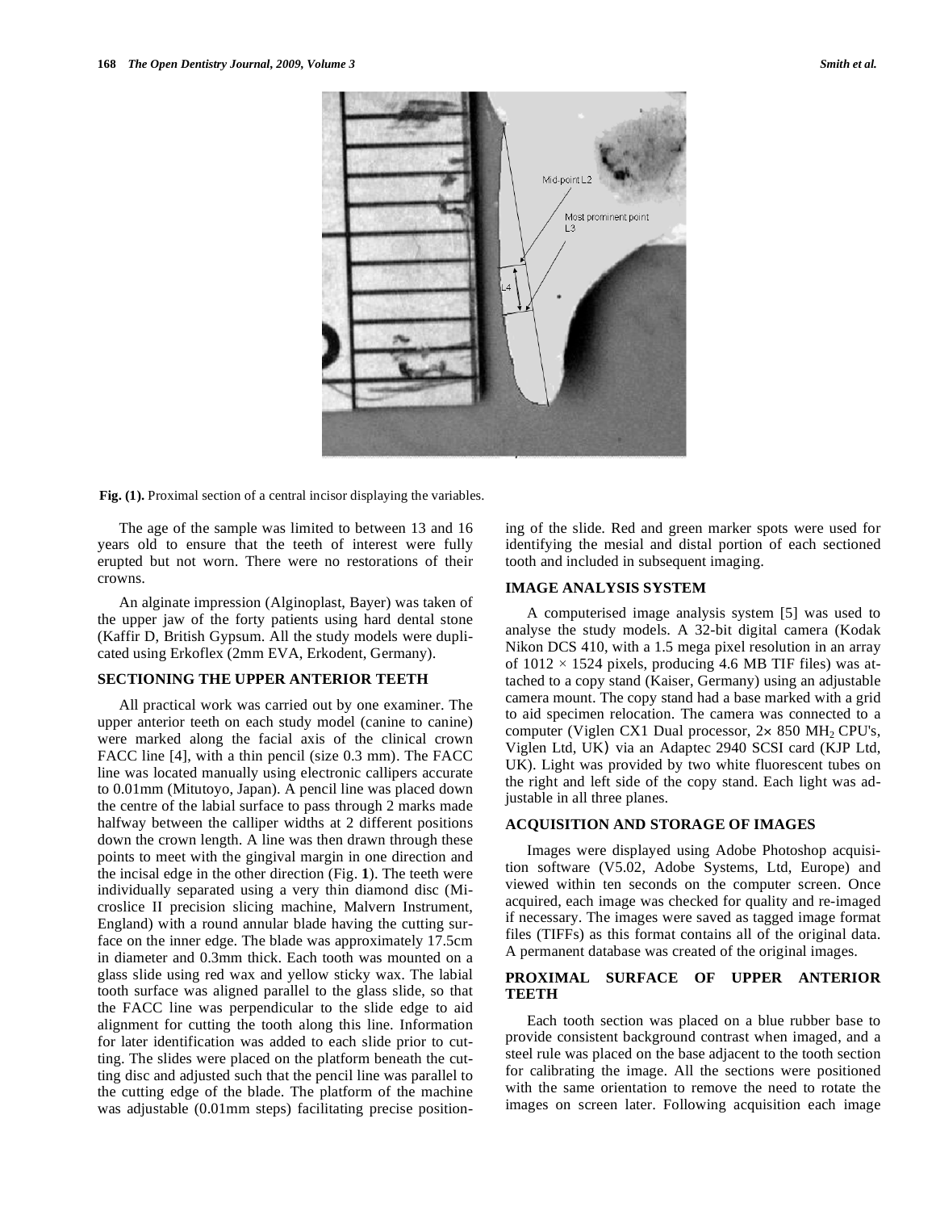Fig. (1). Proximal section of a central incisor displaying the variables.

The age of the sample was limited to between 13 and 16 years old to ensure that the teeth of interest were fully erupted but not worn. There were no restorations of their crowns.

An alginate impression (Alginoplast, Bayer) was taken of the upper jaw of the forty patients using hard dental stone (Kaffir D, British Gypsum. All the study models were duplicated using Erkoflex (2mm EVA, Erkodent, Germany).

## SECTIONING THE UPPER ANTERIOR TEETH

All practical work was carried out by one examiner. The upper anterior teeth on each study model (canine to canine) were marked along the facial axis of the clinical crown FACC line [4], with a thin pencil (size 0.3 mm). The FACC line was located manually using electronic callipers accurate to 0.01mm (Mitutoyo, Japan). A pencil line was placed down the centre of the labial surface to pass through 2 marks made halfway between the calliper widths at 2 different positions down the crown length. A line was then drawn through these points to meet with the gingival margin in one direction and the incisal edge in the other direction (Fig. **1**). The teeth were individually separated using a very thin diamond disc (Microslice II precision slicing machine, Malvern Instrument, England) with a round annular blade having the cutting surface on the inner edge. The blade was approximately 17.5cm in diameter and 0.3mm thick. Each tooth was mounted on a glass slide using red wax and yellow sticky wax. The labial tooth surface was aligned parallel to the glass slide, so that the FACC line was perpendicular to the slide edge to aid alignment for cutting the tooth along this line. Information for later identification was added to each slide prior to cutting. The slides were placed on the platform beneath the cutting disc and adjusted such that the pencil line was parallel to the cutting edge of the blade. The platform of the machine was adjustable (0.01mm steps) facilitating precise positioning of the slide. Red and green marker spots were used for identifying the mesial and distal portion of each sectioned tooth and included in subsequent imaging.

## IMAGE ANALYSIS SYSTEM

A computerised image analysis system [5] was used to analyse the study models. A 32-bit digital camera (Kodak Nikon DCS 410, with a 1.5 mega pixel resolution in an array of $1012 \times 1524$ pixels, producing 4.6 MB TIF files) was attached to a copy stand (Kaiser, Germany) using an adjustable camera mount. The copy stand had a base marked with a grid to aid specimen relocation. The camera was connected to a computer (Viglen CX1 Dual processor, $2\times$ 850 $MH_2$ CPU's, Viglen Ltd, UK) via an Adaptec 2940 SCSI card (KJP Ltd, UK). Light was provided by two white fluorescent tubes on the right and left side of the copy stand. Each light was adjustable in all three planes.

## ACQUISITION AND STORAGE OF IMAGES

Images were displayed using Adobe Photoshop acquisition software (V5.02, Adobe Systems, Ltd, Europe) and viewed within ten seconds on the computer screen. Once acquired, each image was checked for quality and re-imaged if necessary. The images were saved as tagged image format files (TIFFs) as this format contains all of the original data. A permanent database was created of the original images.

## PROXIMAL SURFACE OF UPPER ANTERIOR TEETH

Each tooth section was placed on a blue rubber base to provide consistent background contrast when imaged, and a steel rule was placed on the base adjacent to the tooth section for calibrating the image. All the sections were positioned with the same orientation to remove the need to rotate the images on screen later. Following acquisition each image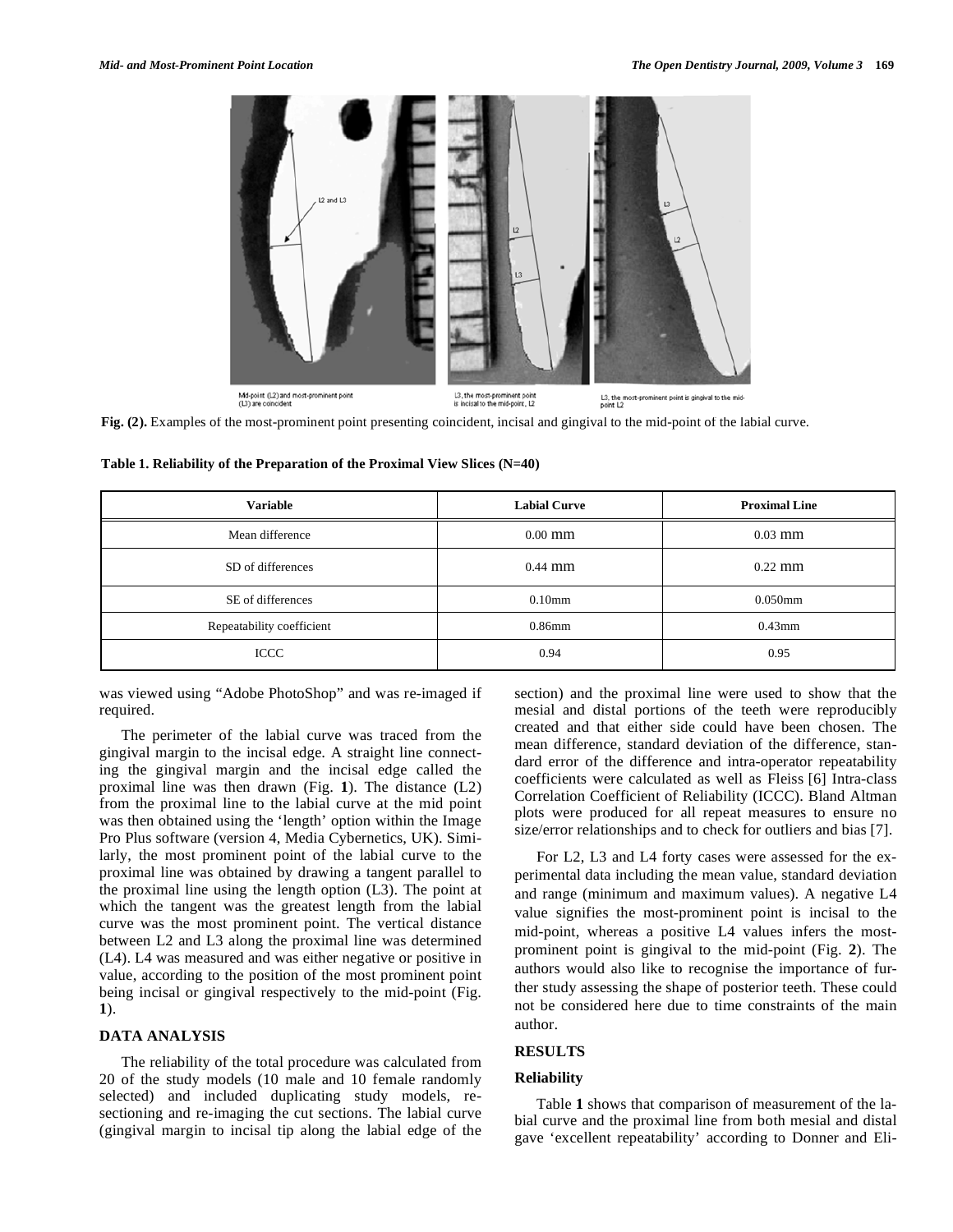Fig. (2). Examples of the most-prominent point presenting coincident, incisal and gingival to the mid-point of the labial curve.

**Table 1. Reliability of the Preparation of the Proximal View Slices (N=40)**

| Variable | Labial Curve | Proximal Line |
|---|---|---|
| Mean difference | 0.00 mm | 0.03 mm |
| SD of differences | 0.44 mm | 0.22 mm |
| SE of differences | 0.10mm | 0.050mm |
| Repeatability coefficient | 0.86mm | 0.43mm |
| ICCC | 0.94 | 0.95 |

was viewed using "Adobe PhotoShop" and was re-imaged if required.

The perimeter of the labial curve was traced from the gingival margin to the incisal edge. A straight line connecting the gingival margin and the incisal edge called the proximal line was then drawn (Fig. **1**). The distance (L2) from the proximal line to the labial curve at the mid point was then obtained using the 'length' option within the Image Pro Plus software (version 4, Media Cybernetics, UK). Similarly, the most prominent point of the labial curve to the proximal line was obtained by drawing a tangent parallel to the proximal line using the length option (L3). The point at which the tangent was the greatest length from the labial curve was the most prominent point. The vertical distance between L2 and L3 along the proximal line was determined (L4). L4 was measured and was either negative or positive in value, according to the position of the most prominent point being incisal or gingival respectively to the mid-point (Fig. **1**).

## DATA ANALYSIS

The reliability of the total procedure was calculated from 20 of the study models (10 male and 10 female randomly selected) and included duplicating study models, re-sectioning and re-imaging the cut sections. The labial curve (gingival margin to incisal tip along the labial edge of the section) and the proximal line were used to show that the mesial and distal portions of the teeth were reproducibly created and that either side could have been chosen. The mean difference, standard deviation of the difference, standard error of the difference and intra-operator repeatability coefficients were calculated as well as Fleiss [6] Intra-class Correlation Coefficient of Reliability (ICCC). Bland Altman plots were produced for all repeat measures to ensure no size/error relationships and to check for outliers and bias [7].

For L2, L3 and L4 forty cases were assessed for the experimental data including the mean value, standard deviation and range (minimum and maximum values). A negative L4 value signifies the most-prominent point is incisal to the mid-point, whereas a positive L4 values infers the most-prominent point is gingival to the mid-point (Fig. **2**). The authors would also like to recognise the importance of further study assessing the shape of posterior teeth. These could not be considered here due to time constraints of the main author.

## RESULTS

### Reliability

Table **1** shows that comparison of measurement of the labial curve and the proximal line from both mesial and distal gave 'excellent repeatability' according to Donner and Eli-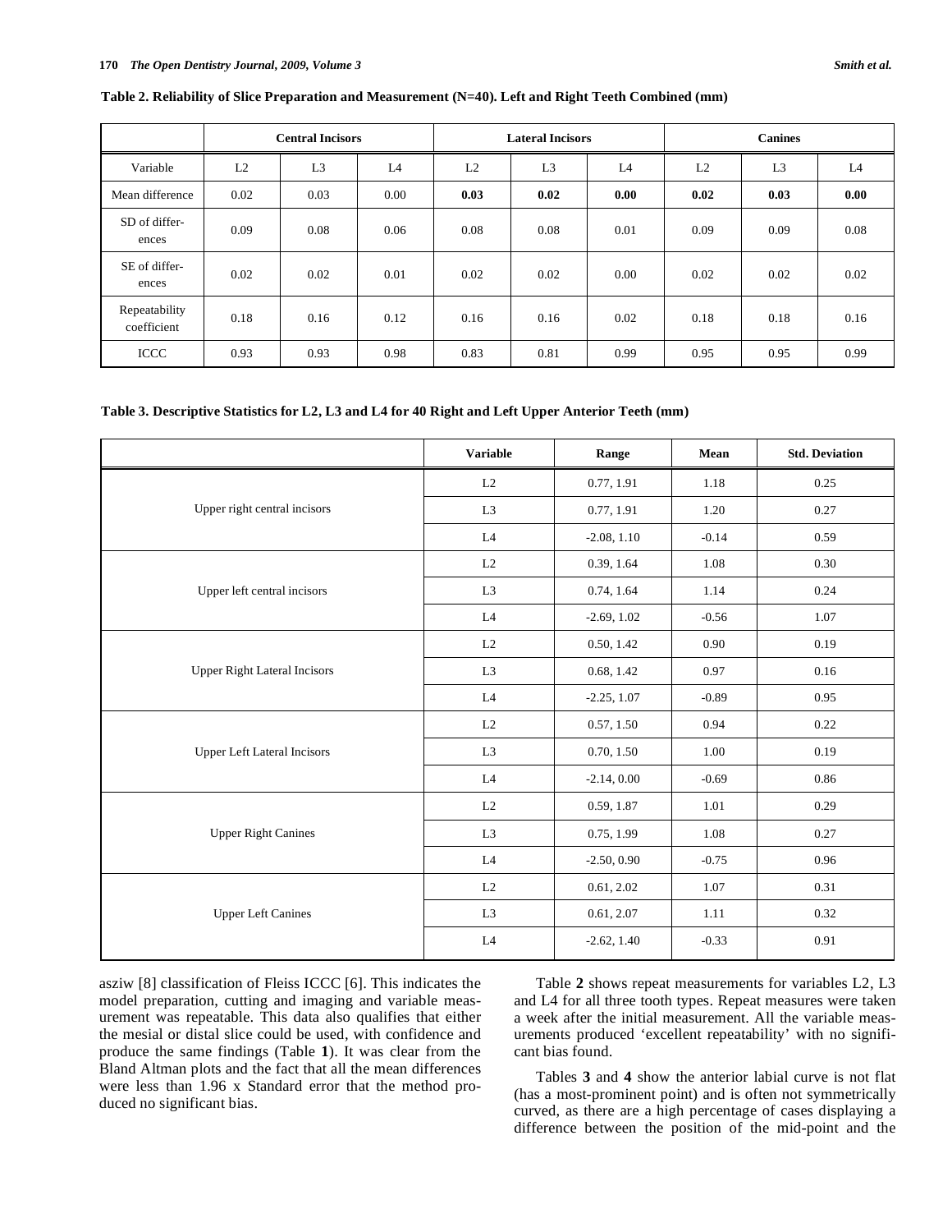**Table 2. Reliability of Slice Preparation and Measurement (N=40). Left and Right Teeth Combined (mm)**

| | Central Incisors | | | Lateral Incisors | | | Canines | | |
|---|---|---|---|---|---|---|---|---|---|
| Variable | L2 | L3 | L4 | L2 | L3 | L4 | L2 | L3 | L4 |
| Mean difference | 0.02 | 0.03 | 0.00 | **0.03** | **0.02** | **0.00** | **0.02** | **0.03** | **0.00** |
| SD of differences | 0.09 | 0.08 | 0.06 | 0.08 | 0.08 | 0.01 | 0.09 | 0.09 | 0.08 |
| SE of differences | 0.02 | 0.02 | 0.01 | 0.02 | 0.02 | 0.00 | 0.02 | 0.02 | 0.02 |
| Repeatability coefficient | 0.18 | 0.16 | 0.12 | 0.16 | 0.16 | 0.02 | 0.18 | 0.18 | 0.16 |
| ICCC | 0.93 | 0.93 | 0.98 | 0.83 | 0.81 | 0.99 | 0.95 | 0.95 | 0.99 |

**Table 3. Descriptive Statistics for L2, L3 and L4 for 40 Right and Left Upper Anterior Teeth (mm)**

| | Variable | Range | Mean | Std. Deviation |
|---|---|---|---|---|
| Upper right central incisors | L2 | 0.77, 1.91 | 1.18 | 0.25 |
| | L3 | 0.77, 1.91 | 1.20 | 0.27 |
| | L4 | -2.08, 1.10 | -0.14 | 0.59 |
| Upper left central incisors | L2 | 0.39, 1.64 | 1.08 | 0.30 |
| | L3 | 0.74, 1.64 | 1.14 | 0.24 |
| | L4 | -2.69, 1.02 | -0.56 | 1.07 |
| Upper Right Lateral Incisors | L2 | 0.50, 1.42 | 0.90 | 0.19 |
| | L3 | 0.68, 1.42 | 0.97 | 0.16 |
| | L4 | -2.25, 1.07 | -0.89 | 0.95 |
| Upper Left Lateral Incisors | L2 | 0.57, 1.50 | 0.94 | 0.22 |
| | L3 | 0.70, 1.50 | 1.00 | 0.19 |
| | L4 | -2.14, 0.00 | -0.69 | 0.86 |
| Upper Right Canines | L2 | 0.59, 1.87 | 1.01 | 0.29 |
| | L3 | 0.75, 1.99 | 1.08 | 0.27 |
| | L4 | -2.50, 0.90 | -0.75 | 0.96 |
| Upper Left Canines | L2 | 0.61, 2.02 | 1.07 | 0.31 |
| | L3 | 0.61, 2.07 | 1.11 | 0.32 |
| | L4 | -2.62, 1.40 | -0.33 | 0.91 |

asziw [8] classification of Fleiss ICCC [6]. This indicates the model preparation, cutting and imaging and variable measurement was repeatable. This data also qualifies that either the mesial or distal slice could be used, with confidence and produce the same findings (Table **1**). It was clear from the Bland Altman plots and the fact that all the mean differences were less than 1.96 x Standard error that the method produced no significant bias.

Table **2** shows repeat measurements for variables L2, L3 and L4 for all three tooth types. Repeat measures were taken a week after the initial measurement. All the variable measurements produced 'excellent repeatability' with no significant bias found.

Tables **3** and **4** show the anterior labial curve is not flat (has a most-prominent point) and is often not symmetrically curved, as there are a high percentage of cases displaying a difference between the position of the mid-point and the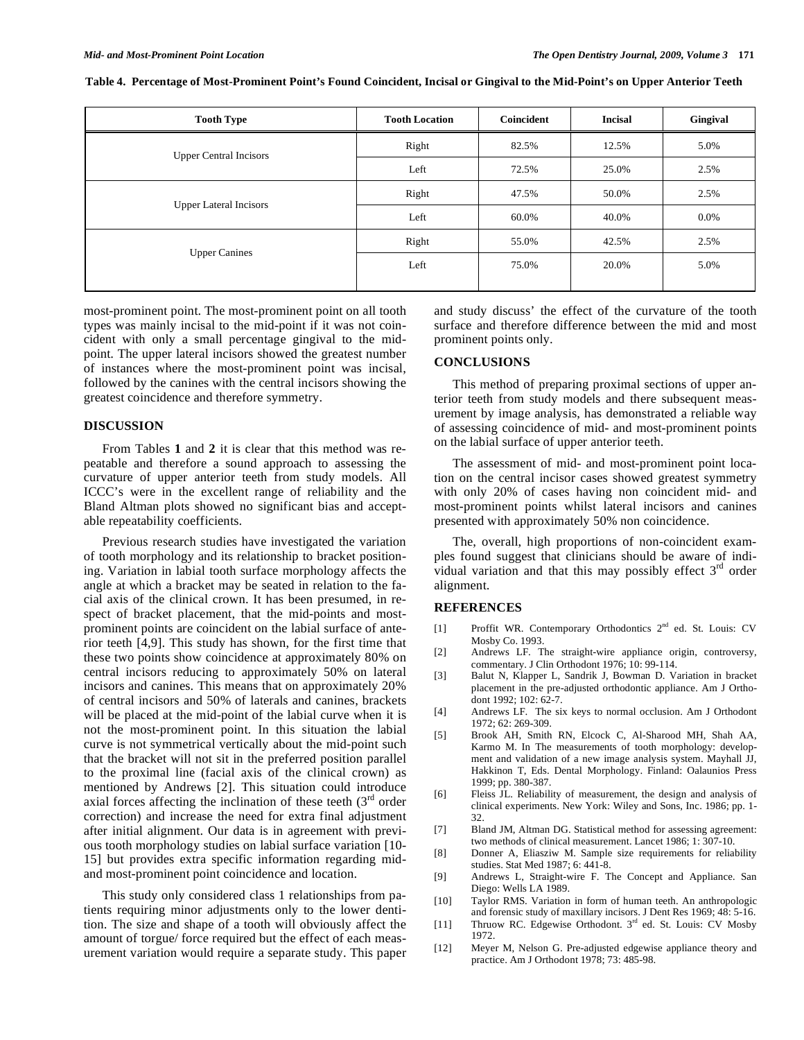**Table 4. Percentage of Most-Prominent Point's Found Coincident, Incisal or Gingival to the Mid-Point's on Upper Anterior Teeth**

| Tooth Type | Tooth Location | Coincident | Incisal | Gingival |
|---|---|---|---|---|
| Upper Central Incisors | Right | 82.5% | 12.5% | 5.0% |
| | Left | 72.5% | 25.0% | 2.5% |
| Upper Lateral Incisors | Right | 47.5% | 50.0% | 2.5% |
| | Left | 60.0% | 40.0% | 0.0% |
| Upper Canines | Right | 55.0% | 42.5% | 2.5% |
| | Left | 75.0% | 20.0% | 5.0% |

most-prominent point. The most-prominent point on all tooth types was mainly incisal to the mid-point if it was not coincident with only a small percentage gingival to the mid-point. The upper lateral incisors showed the greatest number of instances where the most-prominent point was incisal, followed by the canines with the central incisors showing the greatest coincidence and therefore symmetry.

## DISCUSSION

From Tables **1** and **2** it is clear that this method was repeatable and therefore a sound approach to assessing the curvature of upper anterior teeth from study models. All ICCC's were in the excellent range of reliability and the Bland Altman plots showed no significant bias and acceptable repeatability coefficients.

Previous research studies have investigated the variation of tooth morphology and its relationship to bracket positioning. Variation in labial tooth surface morphology affects the angle at which a bracket may be seated in relation to the facial axis of the clinical crown. It has been presumed, in respect of bracket placement, that the mid-points and most-prominent points are coincident on the labial surface of anterior teeth [4,9]. This study has shown, for the first time that these two points show coincidence at approximately 80% on central incisors reducing to approximately 50% on lateral incisors and canines. This means that on approximately 20% of central incisors and 50% of laterals and canines, brackets will be placed at the mid-point of the labial curve when it is not the most-prominent point. In this situation the labial curve is not symmetrical vertically about the mid-point such that the bracket will not sit in the preferred position parallel to the proximal line (facial axis of the clinical crown) as mentioned by Andrews [2]. This situation could introduce axial forces affecting the inclination of these teeth (3rd order correction) and increase the need for extra final adjustment after initial alignment. Our data is in agreement with previous tooth morphology studies on labial surface variation [10-15] but provides extra specific information regarding mid- and most-prominent point coincidence and location.

This study only considered class 1 relationships from patients requiring minor adjustments only to the lower dentition. The size and shape of a tooth will obviously affect the amount of torgue/ force required but the effect of each measurement variation would require a separate study. This paper and study discuss' the effect of the curvature of the tooth surface and therefore difference between the mid and most prominent points only.

## CONCLUSIONS

This method of preparing proximal sections of upper anterior teeth from study models and there subsequent measurement by image analysis, has demonstrated a reliable way of assessing coincidence of mid- and most-prominent points on the labial surface of upper anterior teeth.

The assessment of mid- and most-prominent point location on the central incisor cases showed greatest symmetry with only 20% of cases having non coincident mid- and most-prominent points whilst lateral incisors and canines presented with approximately 50% non coincidence.

The, overall, high proportions of non-coincident examples found suggest that clinicians should be aware of individual variation and that this may possibly effect 3rd order alignment.

## REFERENCES

[1] Proffit WR. Contemporary Orthodontics 2nd ed. St. Louis: CV Mosby Co. 1993.

[2] Andrews LF. The straight-wire appliance origin, controversy, commentary. J Clin Orthodont 1976; 10: 99-114.

[3] Balut N, Klapper L, Sandrik J, Bowman D. Variation in bracket placement in the pre-adjusted orthodontic appliance. Am J Orthodont 1992; 102: 62-7.

[4] Andrews LF. The six keys to normal occlusion. Am J Orthodont 1972; 62: 269-309.

[5] Brook AH, Smith RN, Elcock C, Al-Sharood MH, Shah AA, Karmo M. In The measurements of tooth morphology: development and validation of a new image analysis system. Mayhall JJ, Hakkinon T, Eds. Dental Morphology. Finland: Oalaunios Press 1999; pp. 380-387.

[6] Fleiss JL. Reliability of measurement, the design and analysis of clinical experiments. New York: Wiley and Sons, Inc. 1986; pp. 1-32.

[7] Bland JM, Altman DG. Statistical method for assessing agreement: two methods of clinical measurement. Lancet 1986; 1: 307-10.

[8] Donner A, Eliasziw M. Sample size requirements for reliability studies. Stat Med 1987; 6: 441-8.

[9] Andrews L, Straight-wire F. The Concept and Appliance. San Diego: Wells LA 1989.

[10] Taylor RMS. Variation in form of human teeth. An anthropologic and forensic study of maxillary incisors. J Dent Res 1969; 48: 5-16.

[11] Thruow RC. Edgewise Orthodont. 3rd ed. St. Louis: CV Mosby 1972.

[12] Meyer M, Nelson G. Pre-adjusted edgewise appliance theory and practice. Am J Orthodont 1978; 73: 485-98.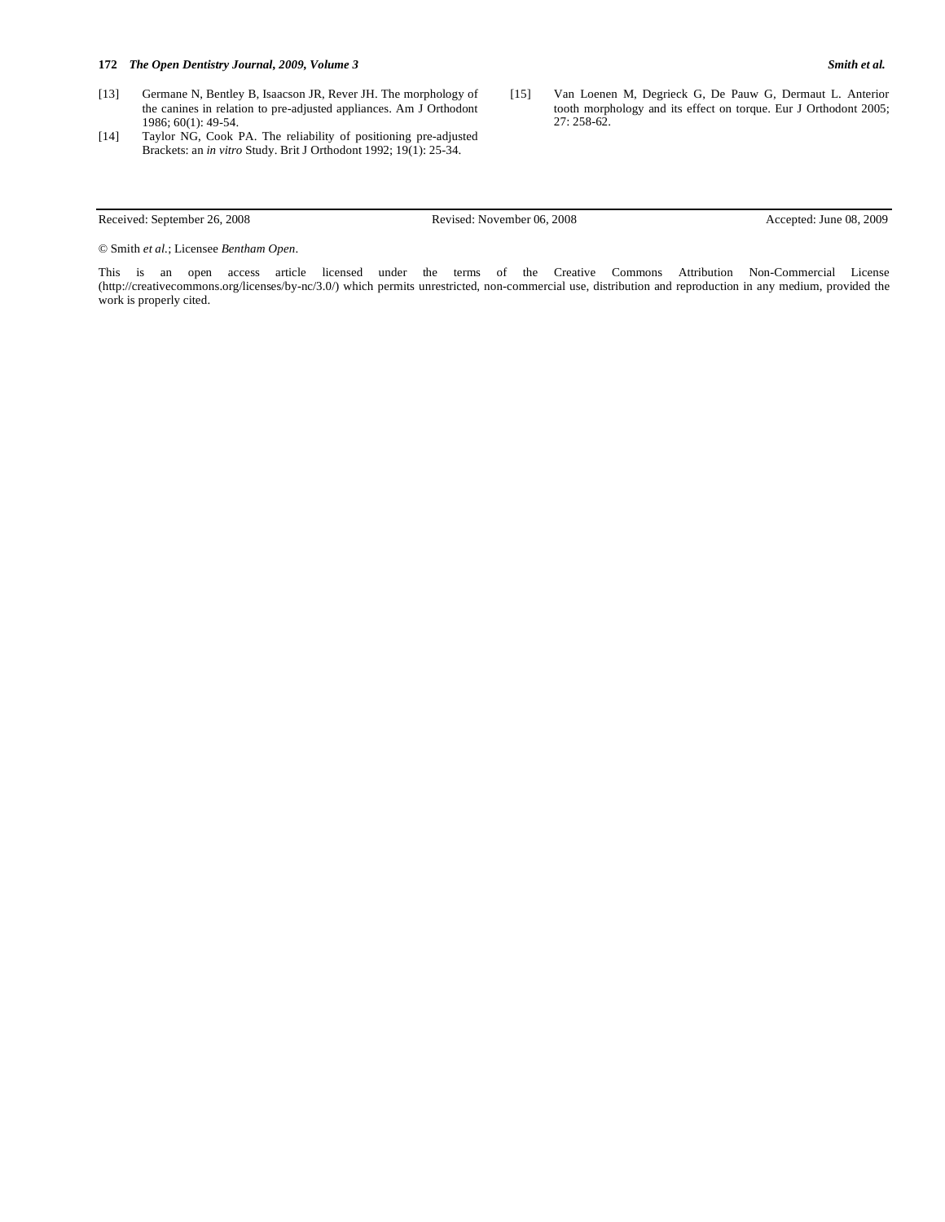[13] Germane N, Bentley B, Isaacson JR, Rever JH. The morphology of the canines in relation to pre-adjusted appliances. Am J Orthodont 1986; 60(1): 49-54.

[14] Taylor NG, Cook PA. The reliability of positioning pre-adjusted Brackets: an *in vitro* Study. Brit J Orthodont 1992; 19(1): 25-34.

[15] Van Loenen M, Degrieck G, De Pauw G, Dermaut L. Anterior tooth morphology and its effect on torque. Eur J Orthodont 2005; 27: 258-62.

Received: September 26, 2008 Revised: November 06, 2008 Accepted: June 08, 2009

© Smith *et al.*; Licensee *Bentham Open*.

This is an open access article licensed under the terms of the Creative Commons Attribution Non-Commercial License (http://creativecommons.org/licenses/by-nc/3.0/) which permits unrestricted, non-commercial use, distribution and reproduction in any medium, provided the work is properly cited.